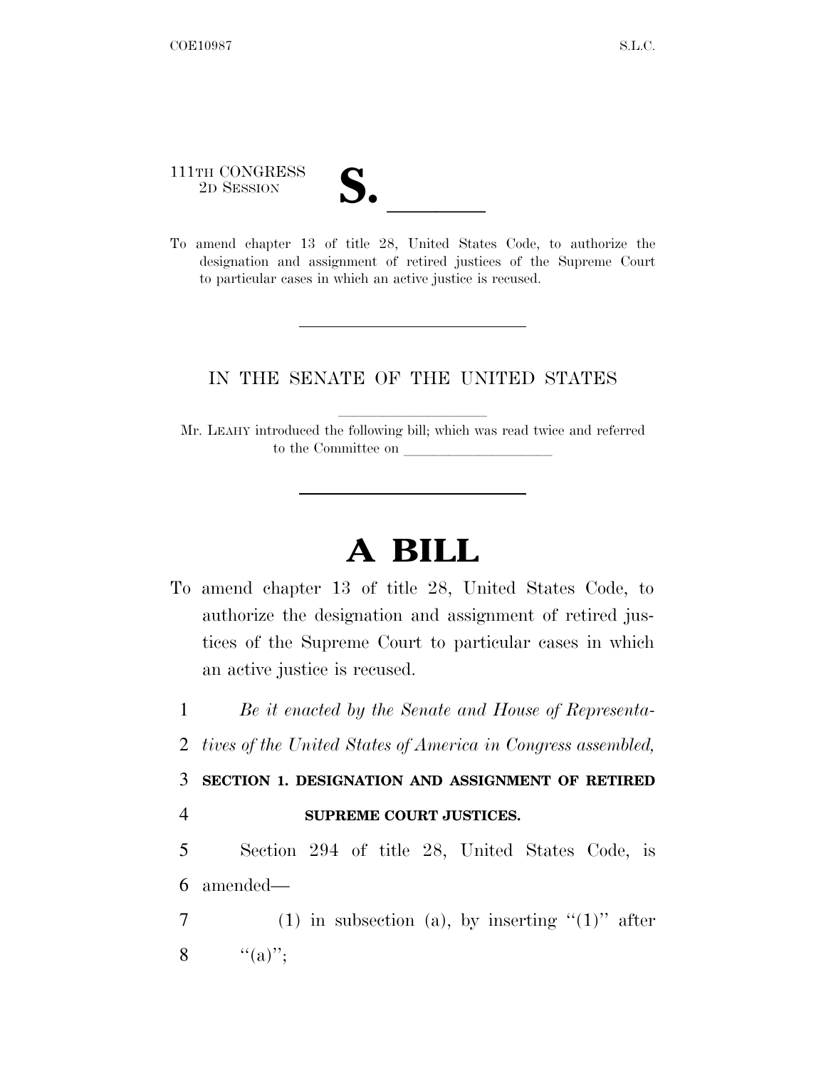111TH CONGRESS
2D SESSION

# S. \_\_\_\_\_\_

To amend chapter 13 of title 28, United States Code, to authorize the designation and assignment of retired justices of the Supreme Court to particular cases in which an active justice is recused.

---

IN THE SENATE OF THE UNITED STATES

Mr. LEAHY introduced the following bill; which was read twice and referred to the Committee on \_\_\_\_\_\_\_\_\_\_\_\_\_\_\_\_\_\_\_\_

---

# A BILL

To amend chapter 13 of title 28, United States Code, to authorize the designation and assignment of retired justices of the Supreme Court to particular cases in which an active justice is recused.

1 *Be it enacted by the Senate and House of Representa-*
2 *tives of the United States of America in Congress assembled,*

3 **SECTION 1. DESIGNATION AND ASSIGNMENT OF RETIRED**
4 **SUPREME COURT JUSTICES.**

5 Section 294 of title 28, United States Code, is
6 amended—

7 (1) in subsection (a), by inserting "(1)" after
8 "(a)";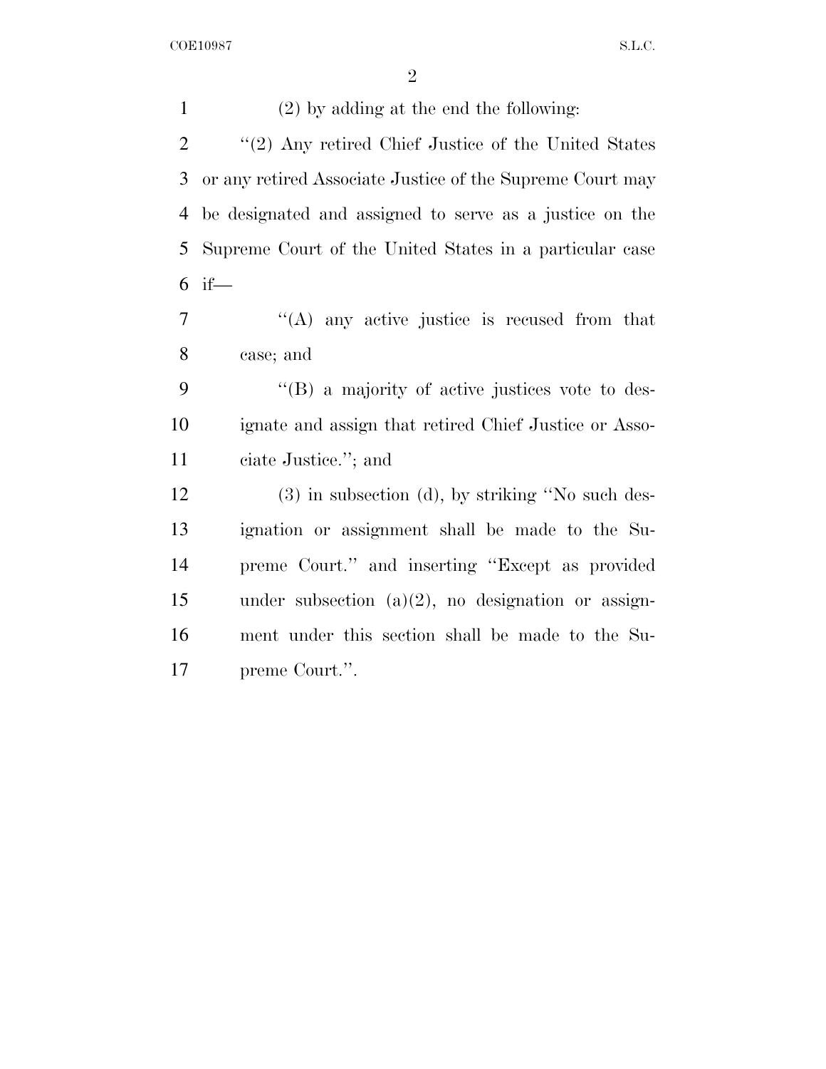(2) by adding at the end the following:

"(2) Any retired Chief Justice of the United States or any retired Associate Justice of the Supreme Court may be designated and assigned to serve as a justice on the Supreme Court of the United States in a particular case if—

"(A) any active justice is recused from that case; and

"(B) a majority of active justices vote to designate and assign that retired Chief Justice or Associate Justice."; and

(3) in subsection (d), by striking "No such designation or assignment shall be made to the Supreme Court." and inserting "Except as provided under subsection (a)(2), no designation or assignment under this section shall be made to the Supreme Court.".